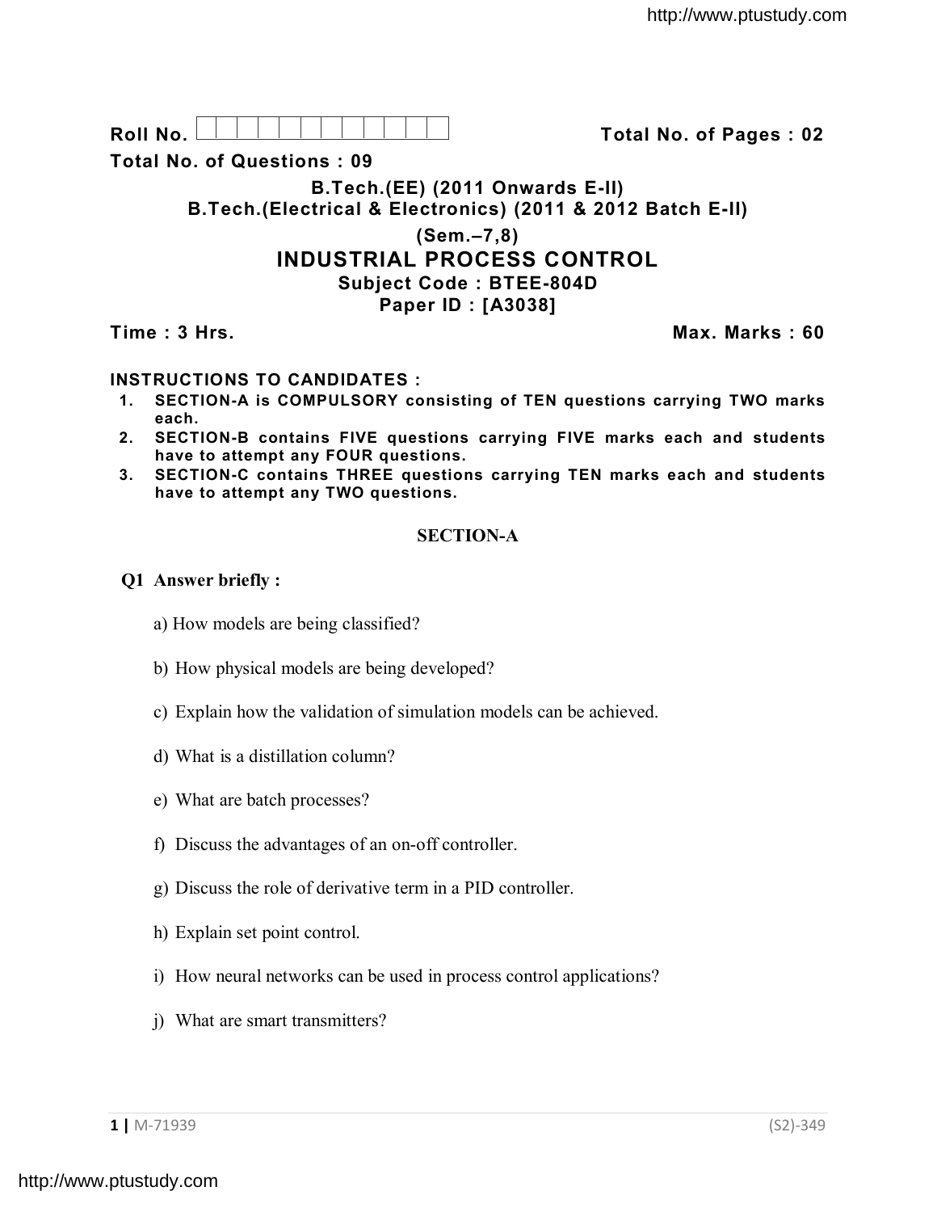**Roll No.** 

**Total No. of Pages : 02**

**Total No. of Questions : 09**

**B.Tech.(EE) (2011 Onwards E-II)**
**B.Tech.(Electrical & Electronics) (2011 & 2012 Batch E-II)**
**(Sem.–7,8)**

# INDUSTRIAL PROCESS CONTROL

**Subject Code : BTEE-804D**
**Paper ID : [A3038]**

**Time : 3 Hrs.** **Max. Marks : 60**

**INSTRUCTIONS TO CANDIDATES :**

1. **SECTION-A is COMPULSORY consisting of TEN questions carrying TWO marks each.**
2. **SECTION-B contains FIVE questions carrying FIVE marks each and students have to attempt any FOUR questions.**
3. **SECTION-C contains THREE questions carrying TEN marks each and students have to attempt any TWO questions.**

## SECTION-A

**Q1 Answer briefly :**

a) How models are being classified?

b) How physical models are being developed?

c) Explain how the validation of simulation models can be achieved.

d) What is a distillation column?

e) What are batch processes?

f) Discuss the advantages of an on-off controller.

g) Discuss the role of derivative term in a PID controller.

h) Explain set point control.

i) How neural networks can be used in process control applications?

j) What are smart transmitters?

M-71939 (S2)-349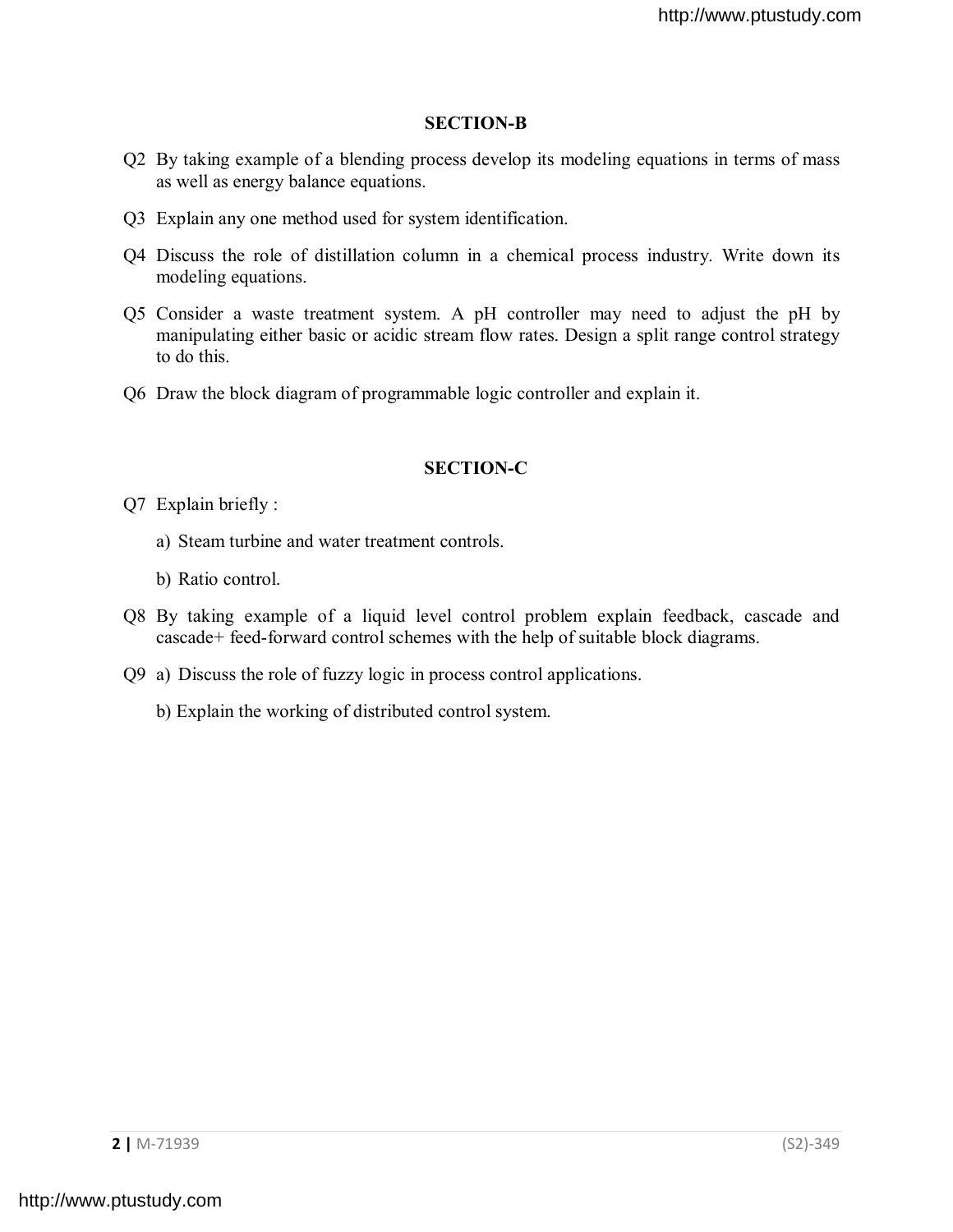## SECTION-B

Q2 By taking example of a blending process develop its modeling equations in terms of mass as well as energy balance equations.

Q3 Explain any one method used for system identification.

Q4 Discuss the role of distillation column in a chemical process industry. Write down its modeling equations.

Q5 Consider a waste treatment system. A pH controller may need to adjust the pH by manipulating either basic or acidic stream flow rates. Design a split range control strategy to do this.

Q6 Draw the block diagram of programmable logic controller and explain it.

## SECTION-C

Q7 Explain briefly :

a) Steam turbine and water treatment controls.

b) Ratio control.

Q8 By taking example of a liquid level control problem explain feedback, cascade and cascade+ feed-forward control schemes with the help of suitable block diagrams.

Q9 a) Discuss the role of fuzzy logic in process control applications.

b) Explain the working of distributed control system.